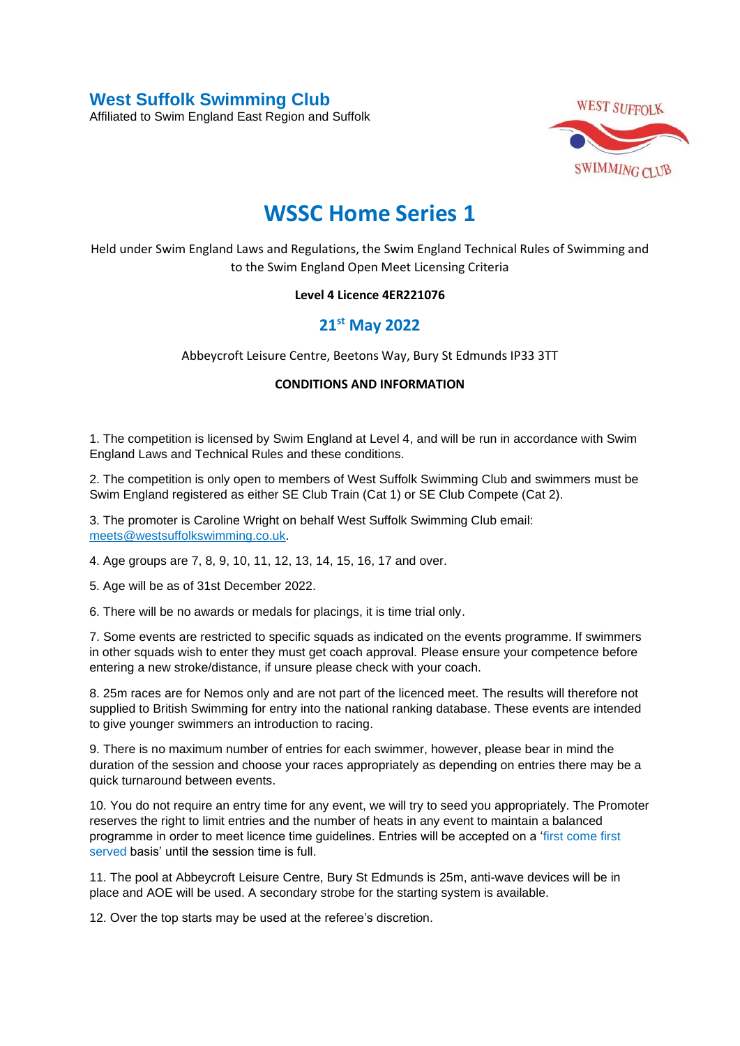## West Suffolk Swimming Club

Affiliated to Swim England East Region and Suffolk

# WSSC Home Series 1

Held under Swim England Laws and Regulations, the Swim England Technical Rules of Swimming and to the Swim England Open Meet Licensing Criteria

**Level 4 Licence 4ER221076**

## 21st May 2022

Abbeycroft Leisure Centre, Beetons Way, Bury St Edmunds IP33 3TT

**CONDITIONS AND INFORMATION**

1. The competition is licensed by Swim England at Level 4, and will be run in accordance with Swim England Laws and Technical Rules and these conditions.

2. The competition is only open to members of West Suffolk Swimming Club and swimmers must be Swim England registered as either SE Club Train (Cat 1) or SE Club Compete (Cat 2).

3. The promoter is Caroline Wright on behalf West Suffolk Swimming Club email: meets@westsuffolkswimming.co.uk.

4. Age groups are 7, 8, 9, 10, 11, 12, 13, 14, 15, 16, 17 and over.

5. Age will be as of 31st December 2022.

6. There will be no awards or medals for placings, it is time trial only.

7. Some events are restricted to specific squads as indicated on the events programme. If swimmers in other squads wish to enter they must get coach approval. Please ensure your competence before entering a new stroke/distance, if unsure please check with your coach.

8. 25m races are for Nemos only and are not part of the licenced meet. The results will therefore not supplied to British Swimming for entry into the national ranking database. These events are intended to give younger swimmers an introduction to racing.

9. There is no maximum number of entries for each swimmer, however, please bear in mind the duration of the session and choose your races appropriately as depending on entries there may be a quick turnaround between events.

10. You do not require an entry time for any event, we will try to seed you appropriately. The Promoter reserves the right to limit entries and the number of heats in any event to maintain a balanced programme in order to meet licence time guidelines. Entries will be accepted on a 'first come first served basis' until the session time is full.

11. The pool at Abbeycroft Leisure Centre, Bury St Edmunds is 25m, anti-wave devices will be in place and AOE will be used. A secondary strobe for the starting system is available.

12. Over the top starts may be used at the referee's discretion.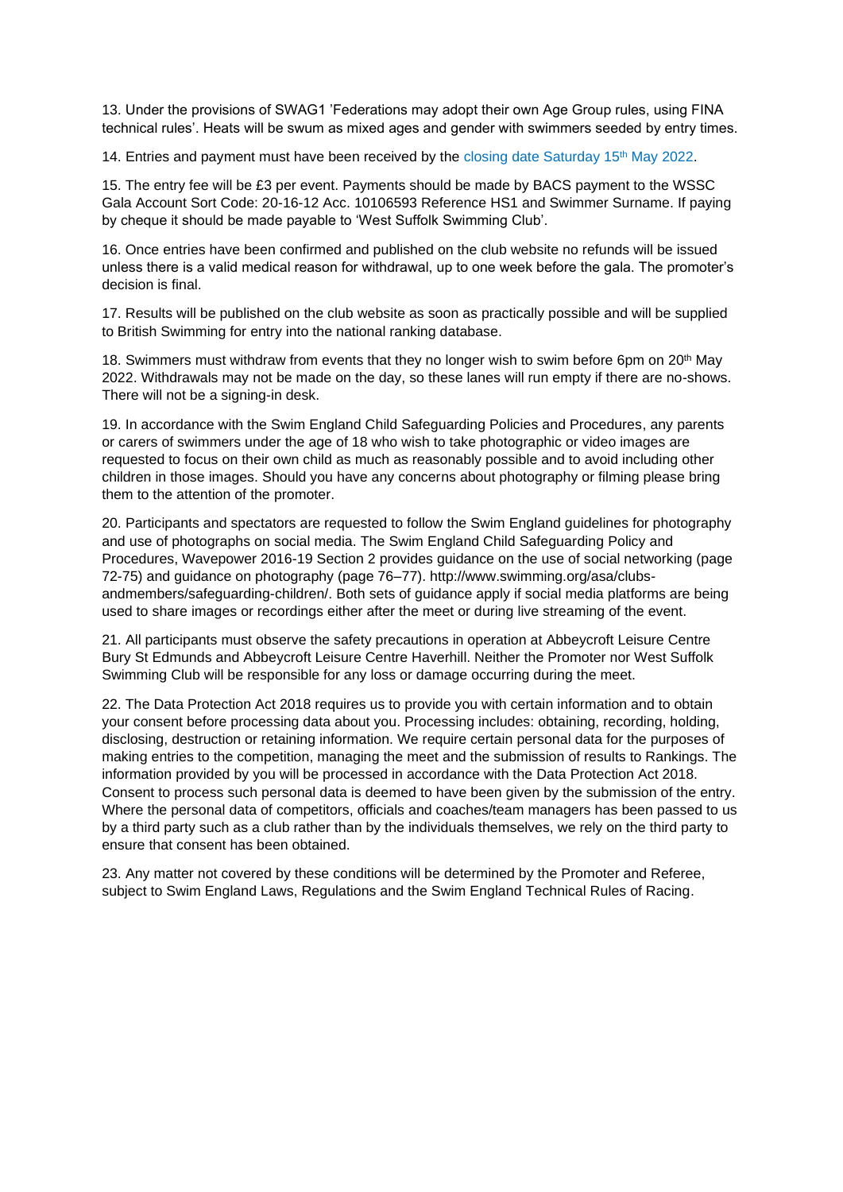13. Under the provisions of SWAG1 'Federations may adopt their own Age Group rules, using FINA technical rules'. Heats will be swum as mixed ages and gender with swimmers seeded by entry times.

14. Entries and payment must have been received by the closing date Saturday 15th May 2022.

15. The entry fee will be £3 per event. Payments should be made by BACS payment to the WSSC Gala Account Sort Code: 20-16-12 Acc. 10106593 Reference HS1 and Swimmer Surname. If paying by cheque it should be made payable to 'West Suffolk Swimming Club'.

16. Once entries have been confirmed and published on the club website no refunds will be issued unless there is a valid medical reason for withdrawal, up to one week before the gala. The promoter's decision is final.

17. Results will be published on the club website as soon as practically possible and will be supplied to British Swimming for entry into the national ranking database.

18. Swimmers must withdraw from events that they no longer wish to swim before 6pm on 20th May 2022. Withdrawals may not be made on the day, so these lanes will run empty if there are no-shows. There will not be a signing-in desk.

19. In accordance with the Swim England Child Safeguarding Policies and Procedures, any parents or carers of swimmers under the age of 18 who wish to take photographic or video images are requested to focus on their own child as much as reasonably possible and to avoid including other children in those images. Should you have any concerns about photography or filming please bring them to the attention of the promoter.

20. Participants and spectators are requested to follow the Swim England guidelines for photography and use of photographs on social media. The Swim England Child Safeguarding Policy and Procedures, Wavepower 2016-19 Section 2 provides guidance on the use of social networking (page 72-75) and guidance on photography (page 76–77). http://www.swimming.org/asa/clubs-andmembers/safeguarding-children/. Both sets of guidance apply if social media platforms are being used to share images or recordings either after the meet or during live streaming of the event.

21. All participants must observe the safety precautions in operation at Abbeycroft Leisure Centre Bury St Edmunds and Abbeycroft Leisure Centre Haverhill. Neither the Promoter nor West Suffolk Swimming Club will be responsible for any loss or damage occurring during the meet.

22. The Data Protection Act 2018 requires us to provide you with certain information and to obtain your consent before processing data about you. Processing includes: obtaining, recording, holding, disclosing, destruction or retaining information. We require certain personal data for the purposes of making entries to the competition, managing the meet and the submission of results to Rankings. The information provided by you will be processed in accordance with the Data Protection Act 2018. Consent to process such personal data is deemed to have been given by the submission of the entry. Where the personal data of competitors, officials and coaches/team managers has been passed to us by a third party such as a club rather than by the individuals themselves, we rely on the third party to ensure that consent has been obtained.

23. Any matter not covered by these conditions will be determined by the Promoter and Referee, subject to Swim England Laws, Regulations and the Swim England Technical Rules of Racing.